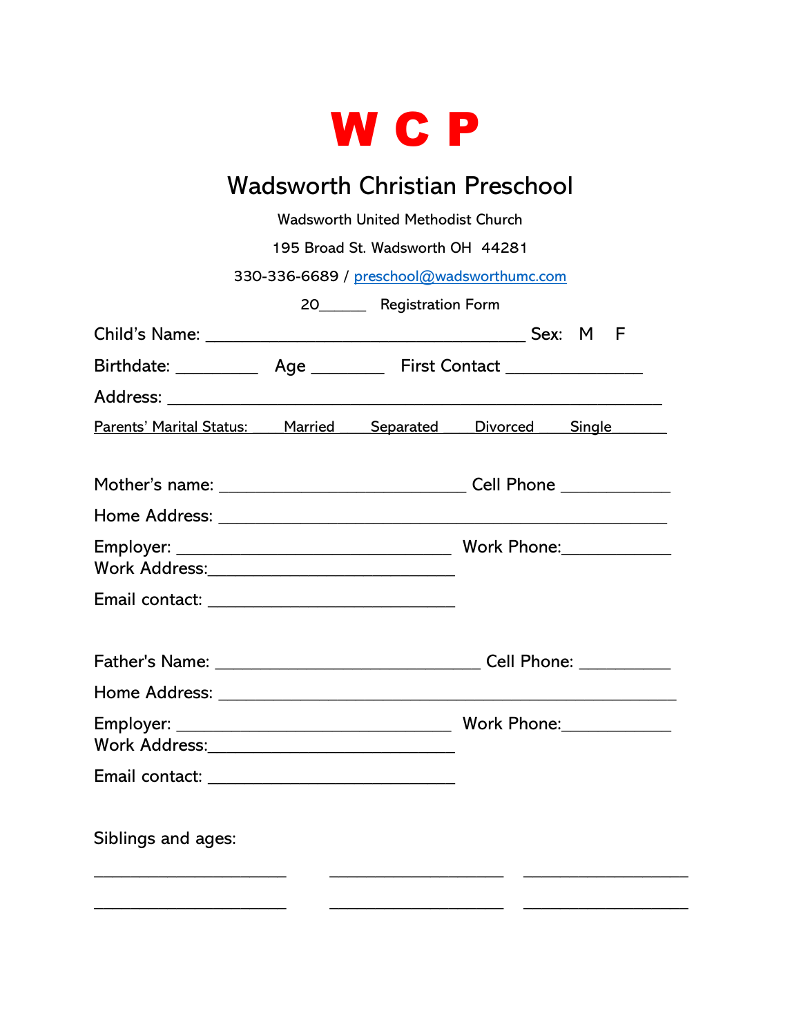# W C P

## Wadsworth Christian Preschool

Wadsworth United Methodist Church

195 Broad St. Wadsworth OH  44281

330-336-6689 / preschool@wadsworthumc.com

20______   Registration Form

Child's Name: ____________________________________ Sex: M  F

Birthdate: _________  Age ________  First Contact _______________

Address: _______________________________________________________

Parents' Marital Status:   Married   Separated   Divorced   Single

Mother's name: ___________________________ Cell Phone ____________

Home Address: __________________________________________________

Employer: ______________________________ Work Phone:____________

Work Address:___________________________

Email contact: ___________________________

Father's Name: _____________________________ Cell Phone: __________

Home Address: ___________________________________________________

Employer: ______________________________ Work Phone:____________

Work Address:___________________________

Email contact: ___________________________

Siblings and ages:

_____________________   ___________________   __________________

_____________________   ___________________   __________________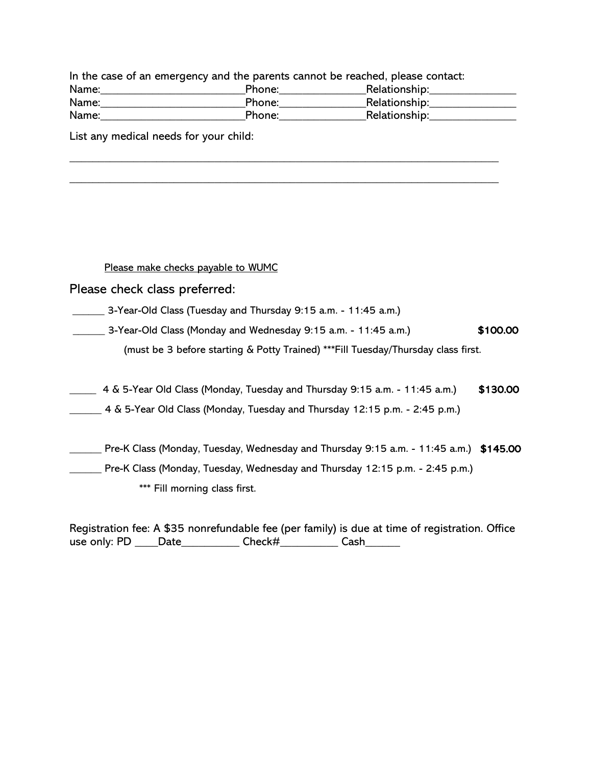In the case of an emergency and the parents cannot be reached, please contact:

Name:_________________________Phone:_______________Relationship:_______________

Name:_________________________Phone:_______________Relationship:_______________

Name:_________________________Phone:_______________Relationship:_______________

List any medical needs for your child:

_____________________________________________________________________________

_____________________________________________________________________________

Please make checks payable to WUMC

Please check class preferred:

______ 3-Year-Old Class (Tuesday and Thursday 9:15 a.m. - 11:45 a.m.)

______ 3-Year-Old Class (Monday and Wednesday 9:15 a.m. - 11:45 a.m.) **$100.00**

(must be 3 before starting & Potty Trained) ***Fill Tuesday/Thursday class first.

_____ 4 & 5-Year Old Class (Monday, Tuesday and Thursday 9:15 a.m. - 11:45 a.m.) **$130.00**

______ 4 & 5-Year Old Class (Monday, Tuesday and Thursday 12:15 p.m. - 2:45 p.m.)

______ Pre-K Class (Monday, Tuesday, Wednesday and Thursday 9:15 a.m. - 11:45 a.m.) **$145.00**

______ Pre-K Class (Monday, Tuesday, Wednesday and Thursday 12:15 p.m. - 2:45 p.m.)

*** Fill morning class first.

Registration fee: A $35 nonrefundable fee (per family) is due at time of registration. Office use only: PD ____Date__________ Check#__________ Cash______